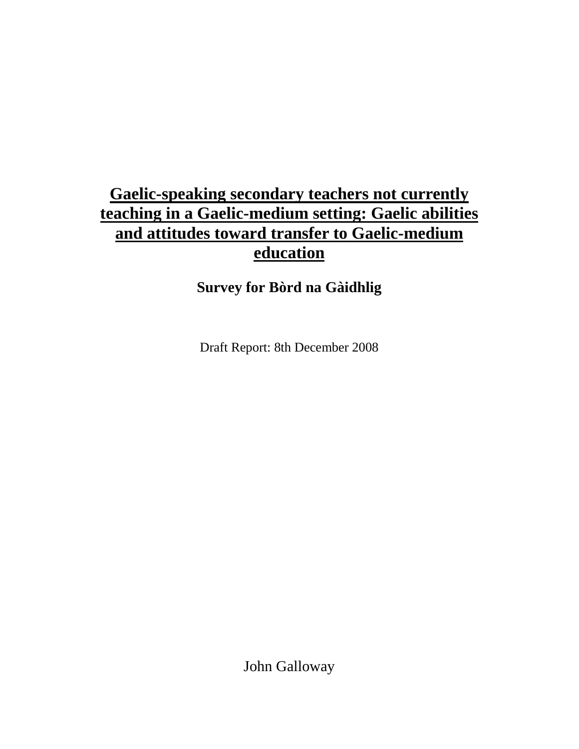# Gaelic-speaking secondary teachers not currently teaching in a Gaelic-medium setting: Gaelic abilities and attitudes toward transfer to Gaelic-medium education

**Survey for Bòrd na Gàidhlig**

Draft Report: 8th December 2008

John Galloway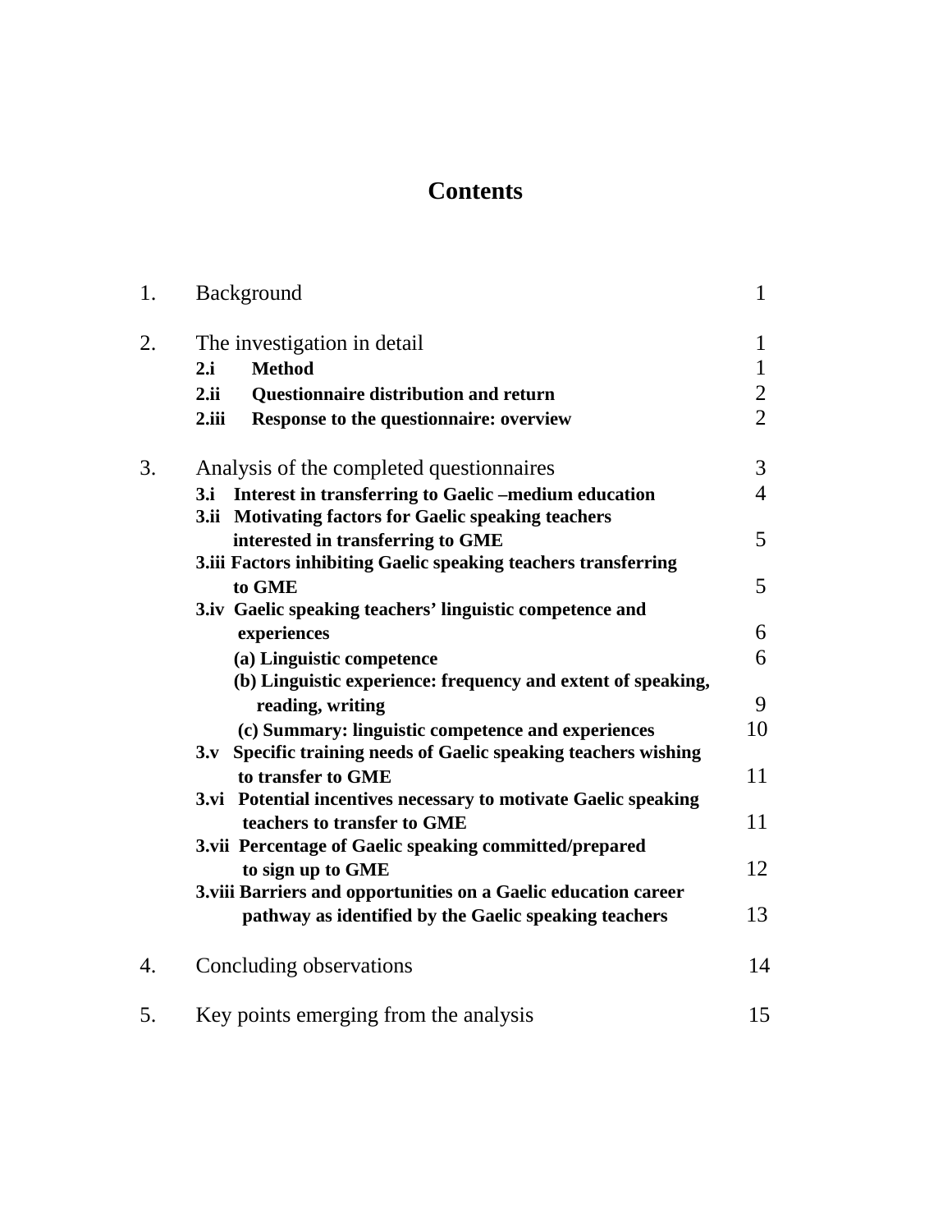# Contents

| | | |
|---|---|---|
| 1. | Background | 1 |
| 2. | The investigation in detail | 1 |
| | **2.i Method** | 1 |
| | **2.ii Questionnaire distribution and return** | 2 |
| | **2.iii Response to the questionnaire: overview** | 2 |
| 3. | Analysis of the completed questionnaires | 3 |
| | **3.i Interest in transferring to Gaelic –medium education** | 4 |
| | **3.ii Motivating factors for Gaelic speaking teachers interested in transferring to GME** | 5 |
| | **3.iii Factors inhibiting Gaelic speaking teachers transferring to GME** | 5 |
| | **3.iv Gaelic speaking teachers' linguistic competence and experiences** | 6 |
| | **(a) Linguistic competence** | 6 |
| | **(b) Linguistic experience: frequency and extent of speaking, reading, writing** | 9 |
| | **(c) Summary: linguistic competence and experiences** | 10 |
| | **3.v Specific training needs of Gaelic speaking teachers wishing to transfer to GME** | 11 |
| | **3.vi Potential incentives necessary to motivate Gaelic speaking teachers to transfer to GME** | 11 |
| | **3.vii Percentage of Gaelic speaking committed/prepared to sign up to GME** | 12 |
| | **3.viii Barriers and opportunities on a Gaelic education career pathway as identified by the Gaelic speaking teachers** | 13 |
| 4. | Concluding observations | 14 |
| 5. | Key points emerging from the analysis | 15 |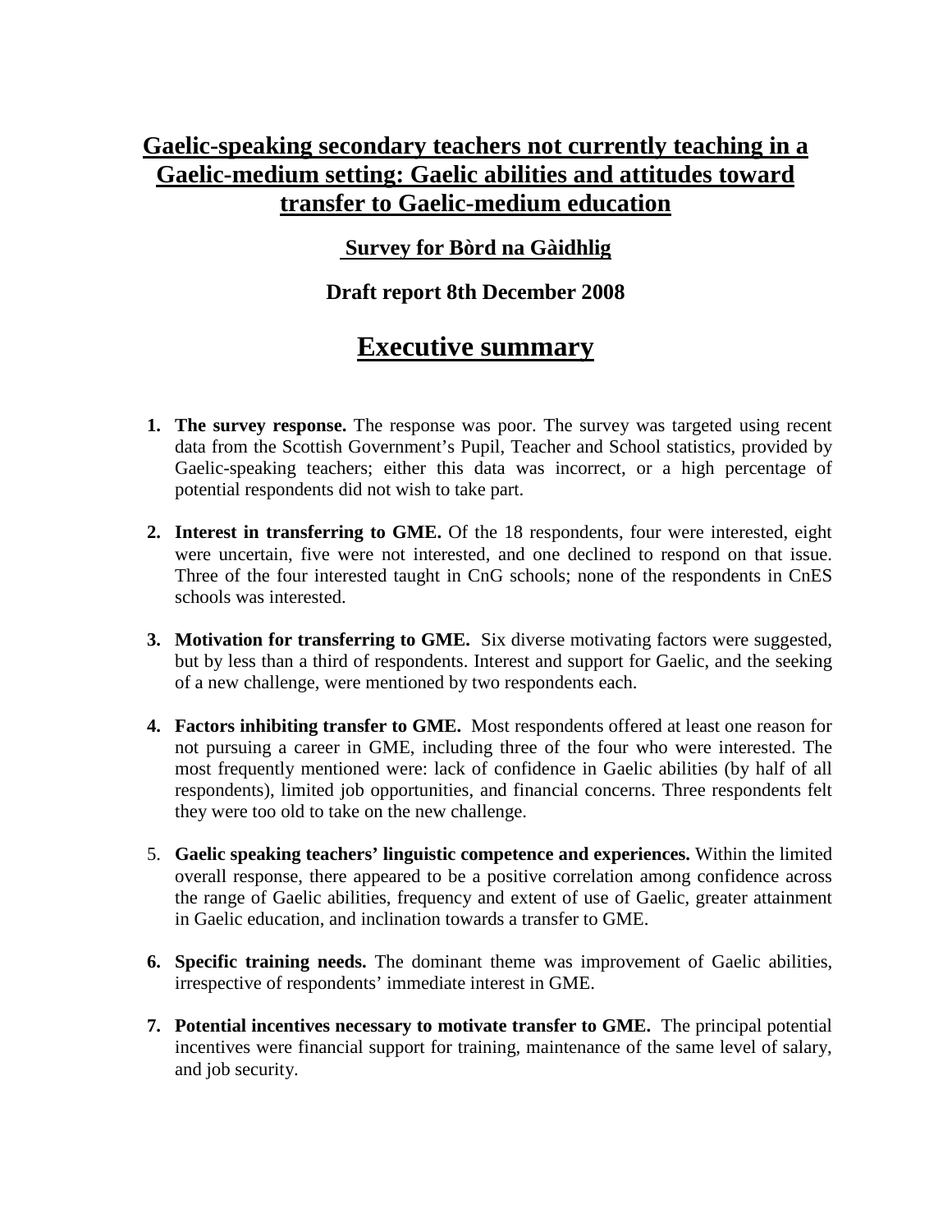# Gaelic-speaking secondary teachers not currently teaching in a Gaelic-medium setting: Gaelic abilities and attitudes toward transfer to Gaelic-medium education

### Survey for Bòrd na Gàidhlig

### Draft report 8th December 2008

## Executive summary

1. **The survey response.** The response was poor. The survey was targeted using recent data from the Scottish Government's Pupil, Teacher and School statistics, provided by Gaelic-speaking teachers; either this data was incorrect, or a high percentage of potential respondents did not wish to take part.

2. **Interest in transferring to GME.** Of the 18 respondents, four were interested, eight were uncertain, five were not interested, and one declined to respond on that issue. Three of the four interested taught in CnG schools; none of the respondents in CnES schools was interested.

3. **Motivation for transferring to GME.** Six diverse motivating factors were suggested, but by less than a third of respondents. Interest and support for Gaelic, and the seeking of a new challenge, were mentioned by two respondents each.

4. **Factors inhibiting transfer to GME.** Most respondents offered at least one reason for not pursuing a career in GME, including three of the four who were interested. The most frequently mentioned were: lack of confidence in Gaelic abilities (by half of all respondents), limited job opportunities, and financial concerns. Three respondents felt they were too old to take on the new challenge.

5. **Gaelic speaking teachers' linguistic competence and experiences.** Within the limited overall response, there appeared to be a positive correlation among confidence across the range of Gaelic abilities, frequency and extent of use of Gaelic, greater attainment in Gaelic education, and inclination towards a transfer to GME.

6. **Specific training needs.** The dominant theme was improvement of Gaelic abilities, irrespective of respondents' immediate interest in GME.

7. **Potential incentives necessary to motivate transfer to GME.** The principal potential incentives were financial support for training, maintenance of the same level of salary, and job security.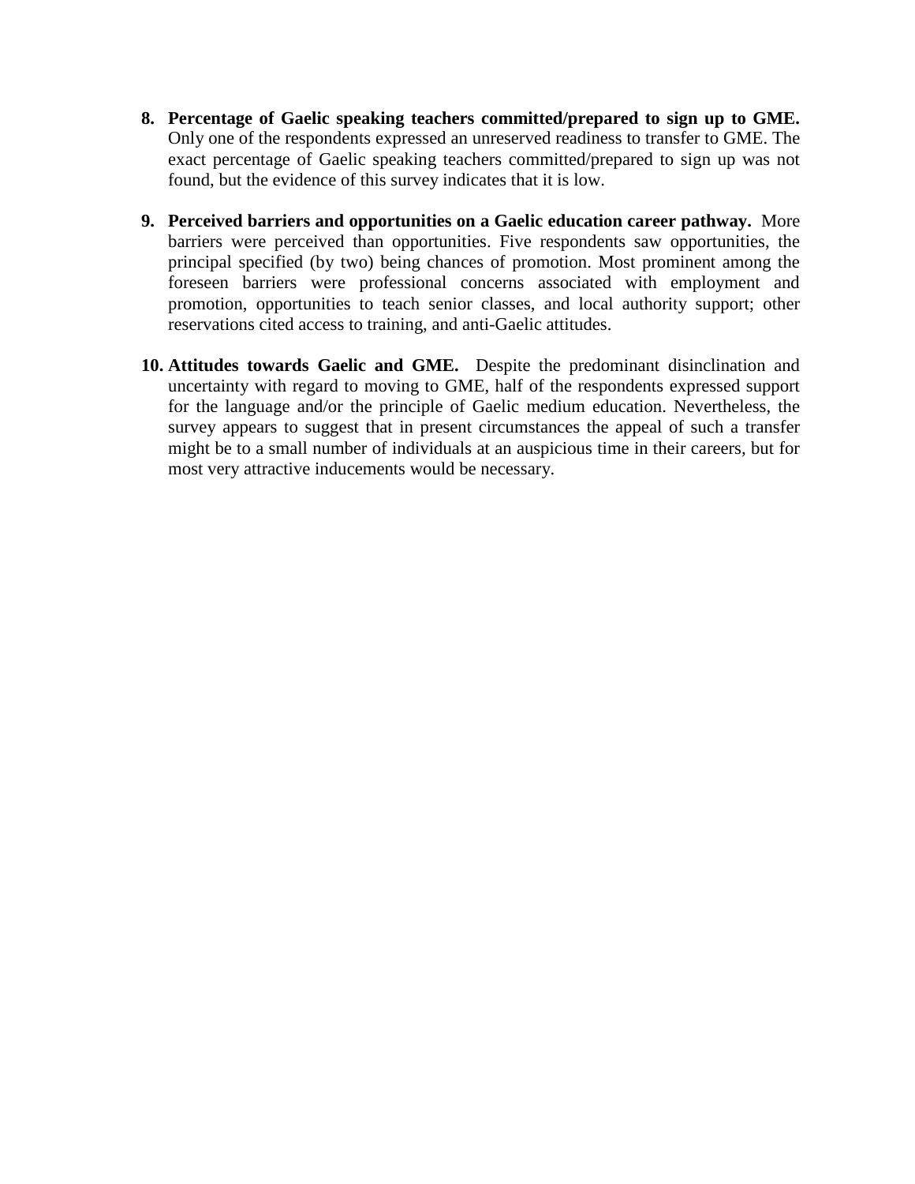8. **Percentage of Gaelic speaking teachers committed/prepared to sign up to GME.** Only one of the respondents expressed an unreserved readiness to transfer to GME. The exact percentage of Gaelic speaking teachers committed/prepared to sign up was not found, but the evidence of this survey indicates that it is low.

9. **Perceived barriers and opportunities on a Gaelic education career pathway.** More barriers were perceived than opportunities. Five respondents saw opportunities, the principal specified (by two) being chances of promotion. Most prominent among the foreseen barriers were professional concerns associated with employment and promotion, opportunities to teach senior classes, and local authority support; other reservations cited access to training, and anti-Gaelic attitudes.

10. **Attitudes towards Gaelic and GME.** Despite the predominant disinclination and uncertainty with regard to moving to GME, half of the respondents expressed support for the language and/or the principle of Gaelic medium education. Nevertheless, the survey appears to suggest that in present circumstances the appeal of such a transfer might be to a small number of individuals at an auspicious time in their careers, but for most very attractive inducements would be necessary.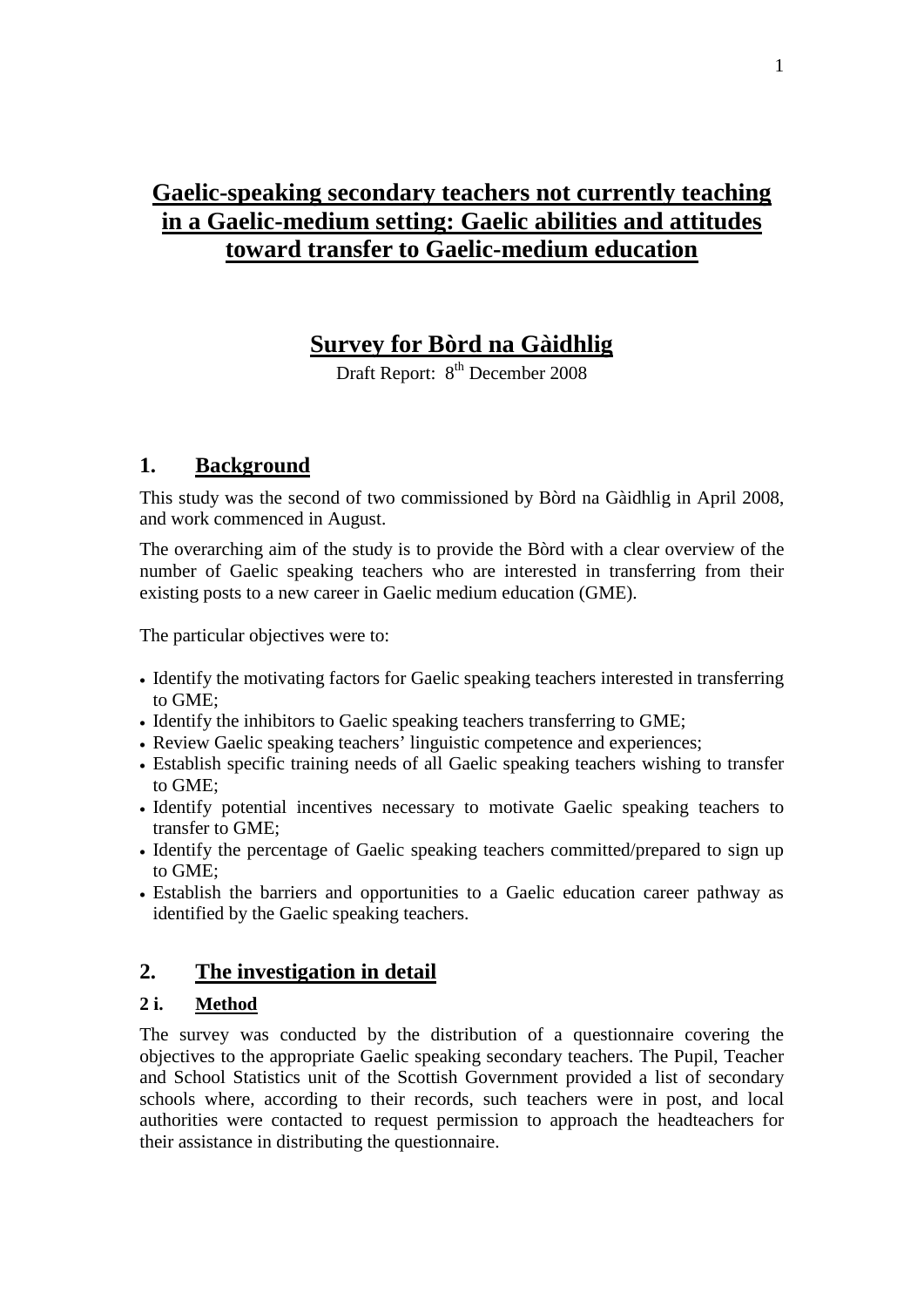# Gaelic-speaking secondary teachers not currently teaching in a Gaelic-medium setting: Gaelic abilities and attitudes toward transfer to Gaelic-medium education

## Survey for Bòrd na Gàidhlig

Draft Report: 8th December 2008

## 1. Background

This study was the second of two commissioned by Bòrd na Gàidhlig in April 2008, and work commenced in August.

The overarching aim of the study is to provide the Bòrd with a clear overview of the number of Gaelic speaking teachers who are interested in transferring from their existing posts to a new career in Gaelic medium education (GME).

The particular objectives were to:

- Identify the motivating factors for Gaelic speaking teachers interested in transferring to GME;
- Identify the inhibitors to Gaelic speaking teachers transferring to GME;
- Review Gaelic speaking teachers' linguistic competence and experiences;
- Establish specific training needs of all Gaelic speaking teachers wishing to transfer to GME;
- Identify potential incentives necessary to motivate Gaelic speaking teachers to transfer to GME;
- Identify the percentage of Gaelic speaking teachers committed/prepared to sign up to GME;
- Establish the barriers and opportunities to a Gaelic education career pathway as identified by the Gaelic speaking teachers.

## 2. The investigation in detail

### 2 i. Method

The survey was conducted by the distribution of a questionnaire covering the objectives to the appropriate Gaelic speaking secondary teachers. The Pupil, Teacher and School Statistics unit of the Scottish Government provided a list of secondary schools where, according to their records, such teachers were in post, and local authorities were contacted to request permission to approach the headteachers for their assistance in distributing the questionnaire.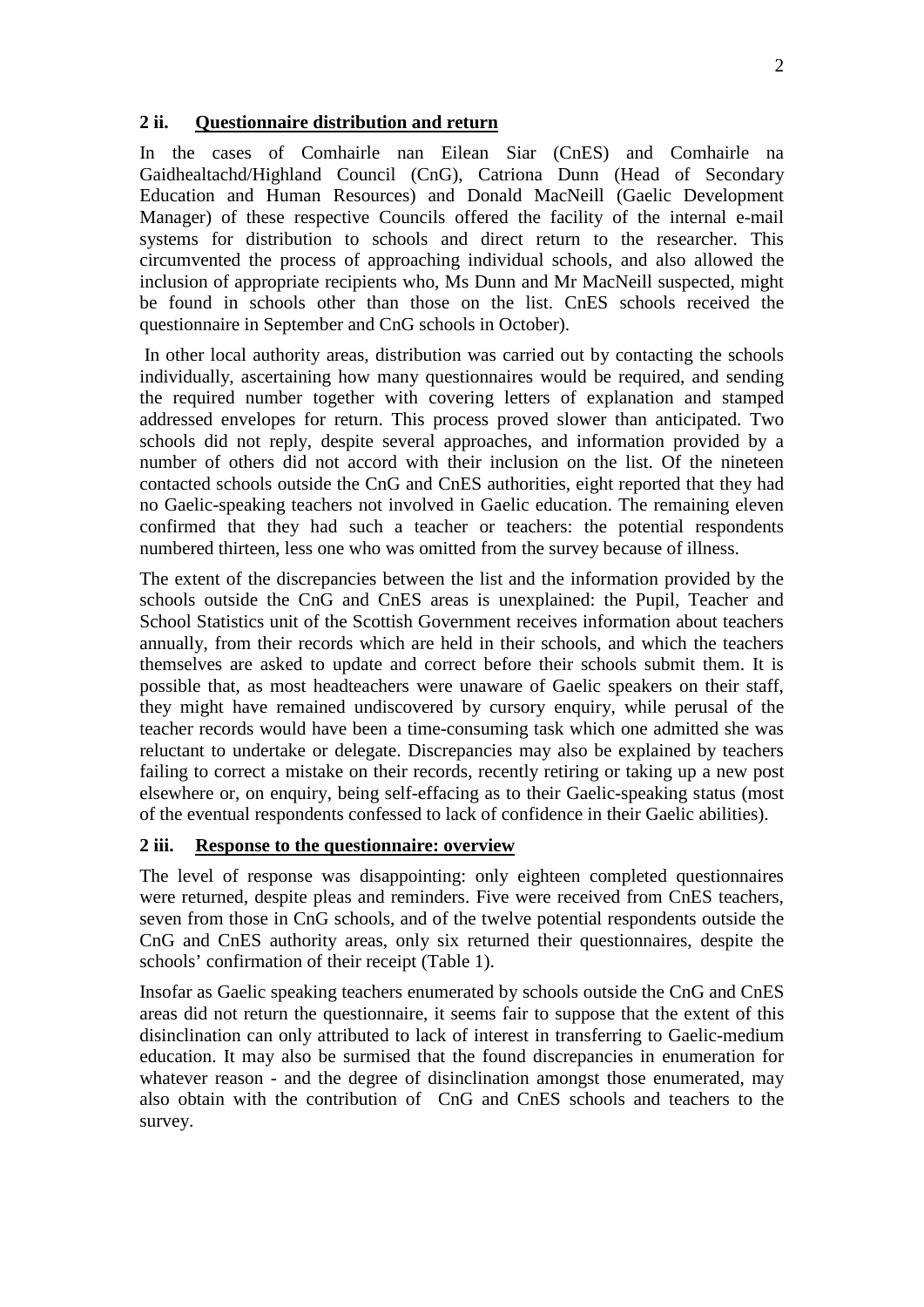## 2 ii. Questionnaire distribution and return

In the cases of Comhairle nan Eilean Siar (CnES) and Comhairle na Gaidhealtachd/Highland Council (CnG), Catriona Dunn (Head of Secondary Education and Human Resources) and Donald MacNeill (Gaelic Development Manager) of these respective Councils offered the facility of the internal e-mail systems for distribution to schools and direct return to the researcher. This circumvented the process of approaching individual schools, and also allowed the inclusion of appropriate recipients who, Ms Dunn and Mr MacNeill suspected, might be found in schools other than those on the list. CnES schools received the questionnaire in September and CnG schools in October).

In other local authority areas, distribution was carried out by contacting the schools individually, ascertaining how many questionnaires would be required, and sending the required number together with covering letters of explanation and stamped addressed envelopes for return. This process proved slower than anticipated. Two schools did not reply, despite several approaches, and information provided by a number of others did not accord with their inclusion on the list. Of the nineteen contacted schools outside the CnG and CnES authorities, eight reported that they had no Gaelic-speaking teachers not involved in Gaelic education. The remaining eleven confirmed that they had such a teacher or teachers: the potential respondents numbered thirteen, less one who was omitted from the survey because of illness.

The extent of the discrepancies between the list and the information provided by the schools outside the CnG and CnES areas is unexplained: the Pupil, Teacher and School Statistics unit of the Scottish Government receives information about teachers annually, from their records which are held in their schools, and which the teachers themselves are asked to update and correct before their schools submit them. It is possible that, as most headteachers were unaware of Gaelic speakers on their staff, they might have remained undiscovered by cursory enquiry, while perusal of the teacher records would have been a time-consuming task which one admitted she was reluctant to undertake or delegate. Discrepancies may also be explained by teachers failing to correct a mistake on their records, recently retiring or taking up a new post elsewhere or, on enquiry, being self-effacing as to their Gaelic-speaking status (most of the eventual respondents confessed to lack of confidence in their Gaelic abilities).

## 2 iii. Response to the questionnaire: overview

The level of response was disappointing: only eighteen completed questionnaires were returned, despite pleas and reminders. Five were received from CnES teachers, seven from those in CnG schools, and of the twelve potential respondents outside the CnG and CnES authority areas, only six returned their questionnaires, despite the schools' confirmation of their receipt (Table 1).

Insofar as Gaelic speaking teachers enumerated by schools outside the CnG and CnES areas did not return the questionnaire, it seems fair to suppose that the extent of this disinclination can only attributed to lack of interest in transferring to Gaelic-medium education. It may also be surmised that the found discrepancies in enumeration for whatever reason - and the degree of disinclination amongst those enumerated, may also obtain with the contribution of CnG and CnES schools and teachers to the survey.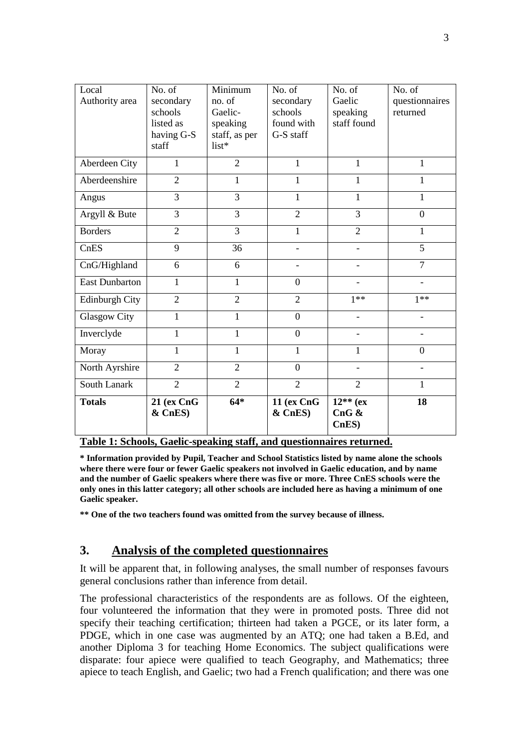| Local Authority area | No. of secondary schools listed as having G-S staff | Minimum no. of Gaelic-speaking staff, as per list* | No. of secondary schools found with G-S staff | No. of Gaelic speaking staff found | No. of questionnaires returned |
|---|---|---|---|---|---|
| Aberdeen City | 1 | 2 | 1 | 1 | 1 |
| Aberdeenshire | 2 | 1 | 1 | 1 | 1 |
| Angus | 3 | 3 | 1 | 1 | 1 |
| Argyll & Bute | 3 | 3 | 2 | 3 | 0 |
| Borders | 2 | 3 | 1 | 2 | 1 |
| CnES | 9 | 36 | - | - | 5 |
| CnG/Highland | 6 | 6 | - | - | 7 |
| East Dunbarton | 1 | 1 | 0 | - | - |
| Edinburgh City | 2 | 2 | 2 | 1** | 1** |
| Glasgow City | 1 | 1 | 0 | - | - |
| Inverclyde | 1 | 1 | 0 | - | - |
| Moray | 1 | 1 | 1 | 1 | 0 |
| North Ayrshire | 2 | 2 | 0 | - | - |
| South Lanark | 2 | 2 | 2 | 2 | 1 |
| **Totals** | **21 (ex CnG & CnES)** | **64*** | **11 (ex CnG & CnES)** | **12** (ex CnG & CnES)** | **18** |

**Table 1: Schools, Gaelic-speaking staff, and questionnaires returned.**

**\* Information provided by Pupil, Teacher and School Statistics listed by name alone the schools where there were four or fewer Gaelic speakers not involved in Gaelic education, and by name and the number of Gaelic speakers where there was five or more. Three CnES schools were the only ones in this latter category; all other schools are included here as having a minimum of one Gaelic speaker.**

**\*\* One of the two teachers found was omitted from the survey because of illness.**

## 3. Analysis of the completed questionnaires

It will be apparent that, in following analyses, the small number of responses favours general conclusions rather than inference from detail.

The professional characteristics of the respondents are as follows. Of the eighteen, four volunteered the information that they were in promoted posts. Three did not specify their teaching certification; thirteen had taken a PGCE, or its later form, a PDGE, which in one case was augmented by an ATQ; one had taken a B.Ed, and another Diploma 3 for teaching Home Economics. The subject qualifications were disparate: four apiece were qualified to teach Geography, and Mathematics; three apiece to teach English, and Gaelic; two had a French qualification; and there was one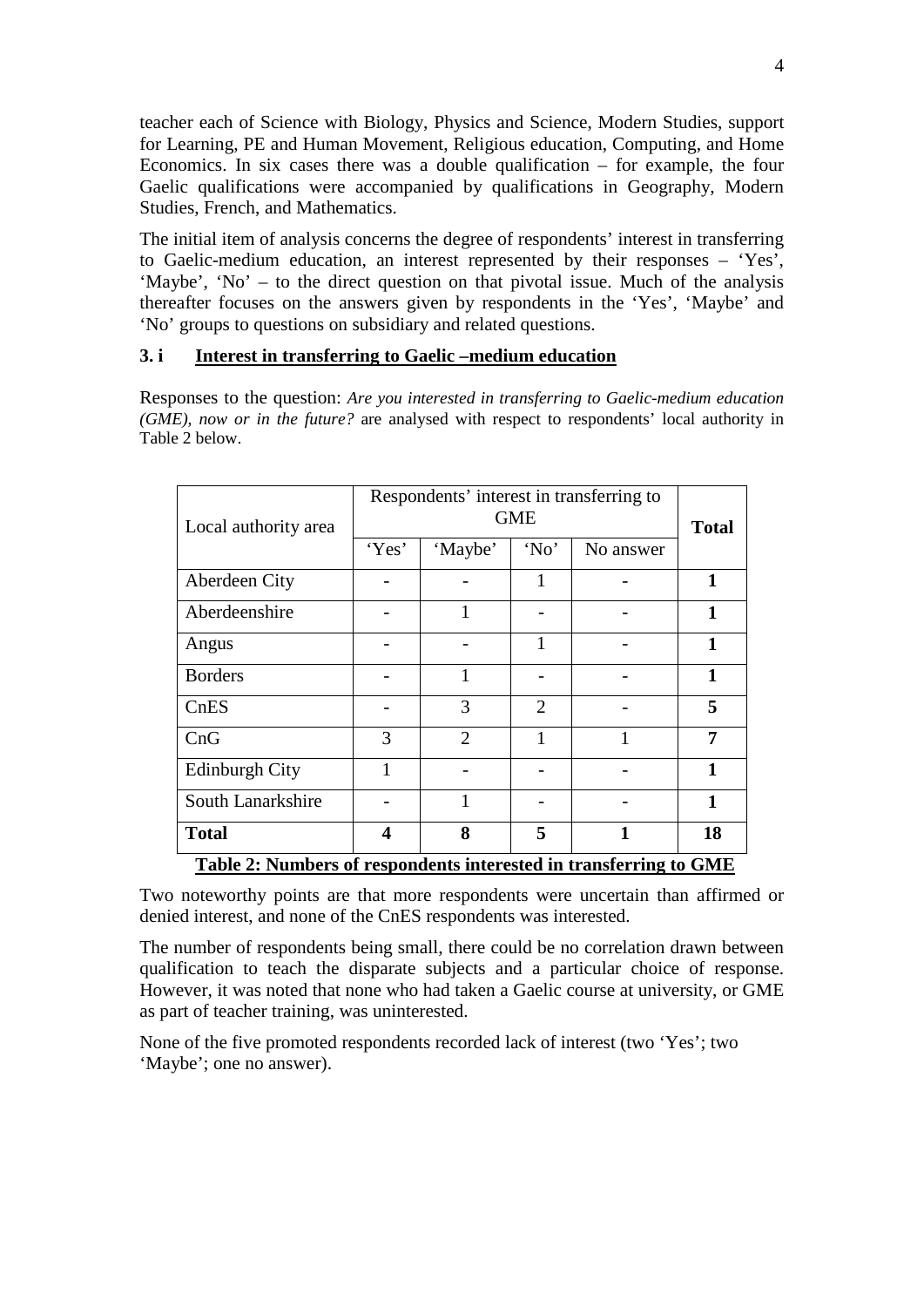teacher each of Science with Biology, Physics and Science, Modern Studies, support for Learning, PE and Human Movement, Religious education, Computing, and Home Economics. In six cases there was a double qualification – for example, the four Gaelic qualifications were accompanied by qualifications in Geography, Modern Studies, French, and Mathematics.

The initial item of analysis concerns the degree of respondents' interest in transferring to Gaelic-medium education, an interest represented by their responses – 'Yes', 'Maybe', 'No' – to the direct question on that pivotal issue. Much of the analysis thereafter focuses on the answers given by respondents in the 'Yes', 'Maybe' and 'No' groups to questions on subsidiary and related questions.

### 3. i **Interest in transferring to Gaelic –medium education**

Responses to the question: *Are you interested in transferring to Gaelic-medium education (GME), now or in the future?* are analysed with respect to respondents' local authority in Table 2 below.

| Local authority area | Respondents' interest in transferring to GME | | | | **Total** |
|---|---|---|---|---|---|
| | 'Yes' | 'Maybe' | 'No' | No answer | |
| Aberdeen City | - | - | 1 | - | **1** |
| Aberdeenshire | - | 1 | - | - | **1** |
| Angus | - | - | 1 | - | **1** |
| Borders | - | 1 | - | - | **1** |
| CnES | - | 3 | 2 | - | **5** |
| CnG | 3 | 2 | 1 | 1 | **7** |
| Edinburgh City | 1 | - | - | - | **1** |
| South Lanarkshire | - | 1 | - | - | **1** |
| **Total** | **4** | **8** | **5** | **1** | **18** |

**Table 2: Numbers of respondents interested in transferring to GME**

Two noteworthy points are that more respondents were uncertain than affirmed or denied interest, and none of the CnES respondents was interested.

The number of respondents being small, there could be no correlation drawn between qualification to teach the disparate subjects and a particular choice of response. However, it was noted that none who had taken a Gaelic course at university, or GME as part of teacher training, was uninterested.

None of the five promoted respondents recorded lack of interest (two 'Yes'; two 'Maybe'; one no answer).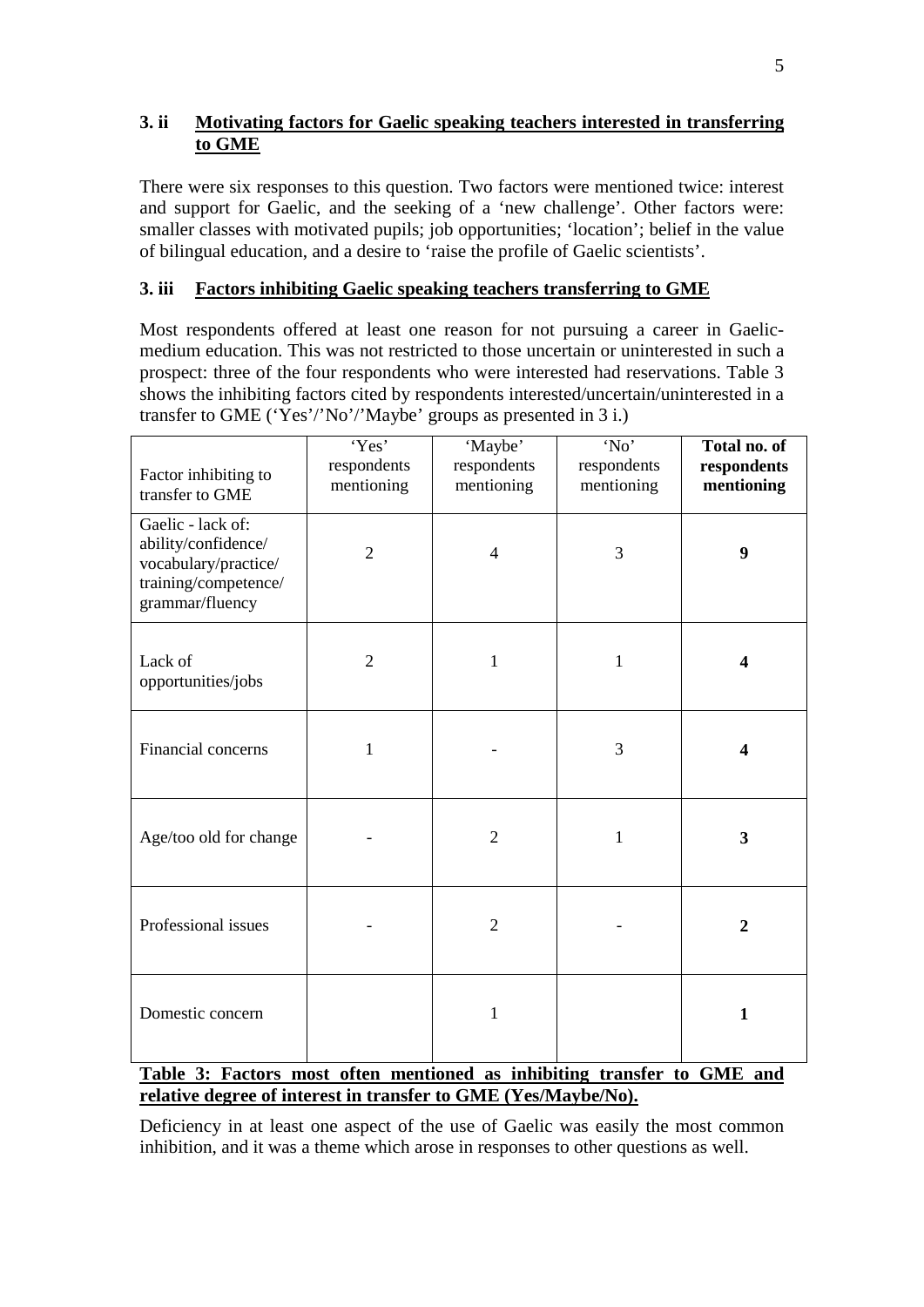### 3. ii Motivating factors for Gaelic speaking teachers interested in transferring to GME

There were six responses to this question. Two factors were mentioned twice: interest and support for Gaelic, and the seeking of a 'new challenge'. Other factors were: smaller classes with motivated pupils; job opportunities; 'location'; belief in the value of bilingual education, and a desire to 'raise the profile of Gaelic scientists'.

### 3. iii Factors inhibiting Gaelic speaking teachers transferring to GME

Most respondents offered at least one reason for not pursuing a career in Gaelic-medium education. This was not restricted to those uncertain or uninterested in such a prospect: three of the four respondents who were interested had reservations. Table 3 shows the inhibiting factors cited by respondents interested/uncertain/uninterested in a transfer to GME ('Yes'/'No'/'Maybe' groups as presented in 3 i.)

| Factor inhibiting to transfer to GME | 'Yes' respondents mentioning | 'Maybe' respondents mentioning | 'No' respondents mentioning | **Total no. of respondents mentioning** |
|---|---|---|---|---|
| Gaelic - lack of: ability/confidence/ vocabulary/practice/ training/competence/ grammar/fluency | 2 | 4 | 3 | **9** |
| Lack of opportunities/jobs | 2 | 1 | 1 | **4** |
| Financial concerns | 1 | - | 3 | **4** |
| Age/too old for change | - | 2 | 1 | **3** |
| Professional issues | - | 2 | - | **2** |
| Domestic concern | | 1 | | **1** |

**Table 3: Factors most often mentioned as inhibiting transfer to GME and relative degree of interest in transfer to GME (Yes/Maybe/No).**

Deficiency in at least one aspect of the use of Gaelic was easily the most common inhibition, and it was a theme which arose in responses to other questions as well.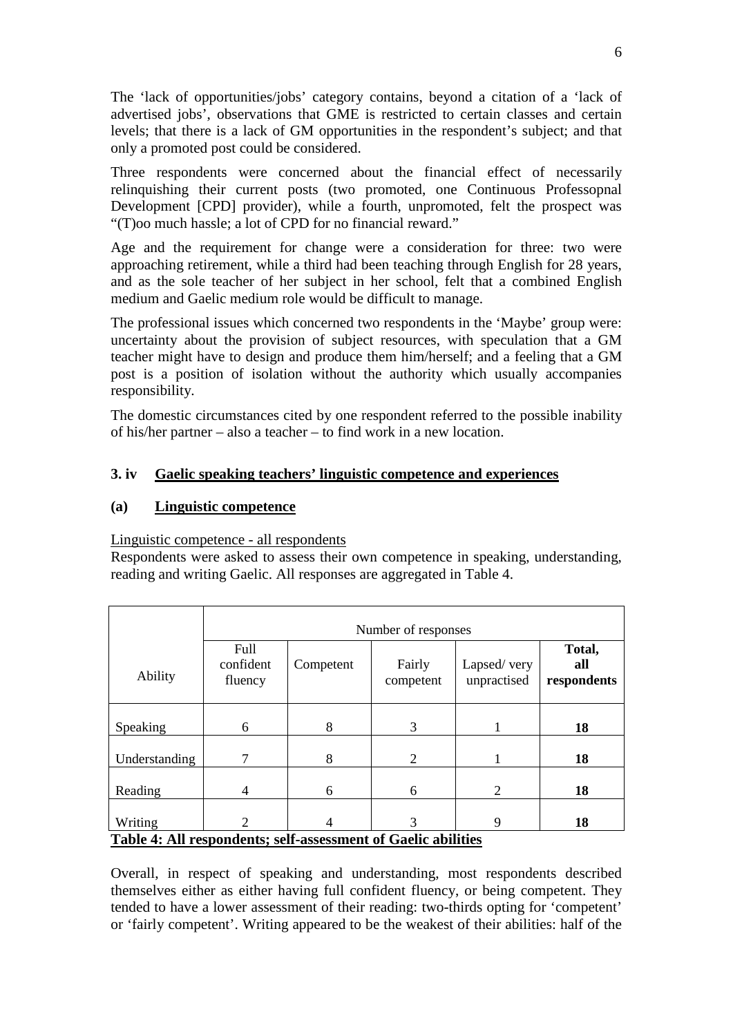The 'lack of opportunities/jobs' category contains, beyond a citation of a 'lack of advertised jobs', observations that GME is restricted to certain classes and certain levels; that there is a lack of GM opportunities in the respondent's subject; and that only a promoted post could be considered.

Three respondents were concerned about the financial effect of necessarily relinquishing their current posts (two promoted, one Continuous Professopnal Development [CPD] provider), while a fourth, unpromoted, felt the prospect was "(T)oo much hassle; a lot of CPD for no financial reward."

Age and the requirement for change were a consideration for three: two were approaching retirement, while a third had been teaching through English for 28 years, and as the sole teacher of her subject in her school, felt that a combined English medium and Gaelic medium role would be difficult to manage.

The professional issues which concerned two respondents in the 'Maybe' group were: uncertainty about the provision of subject resources, with speculation that a GM teacher might have to design and produce them him/herself; and a feeling that a GM post is a position of isolation without the authority which usually accompanies responsibility.

The domestic circumstances cited by one respondent referred to the possible inability of his/her partner – also a teacher – to find work in a new location.

## 3. iv Gaelic speaking teachers' linguistic competence and experiences

### (a) Linguistic competence

Linguistic competence - all respondents

Respondents were asked to assess their own competence in speaking, understanding, reading and writing Gaelic. All responses are aggregated in Table 4.

| | Number of responses | | | | |
|---|---|---|---|---|---|
| Ability | Full confident fluency | Competent | Fairly competent | Lapsed/ very unpractised | **Total, all respondents** |
| Speaking | 6 | 8 | 3 | 1 | **18** |
| Understanding | 7 | 8 | 2 | 1 | **18** |
| Reading | 4 | 6 | 6 | 2 | **18** |
| Writing | 2 | 4 | 3 | 9 | **18** |

**Table 4: All respondents; self-assessment of Gaelic abilities**

Overall, in respect of speaking and understanding, most respondents described themselves either as either having full confident fluency, or being competent. They tended to have a lower assessment of their reading: two-thirds opting for 'competent' or 'fairly competent'. Writing appeared to be the weakest of their abilities: half of the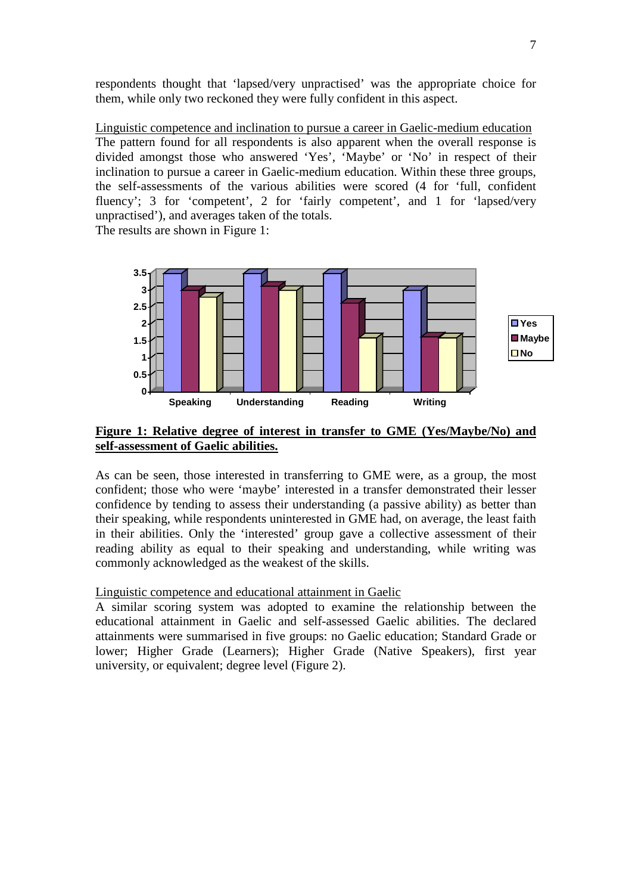respondents thought that 'lapsed/very unpractised' was the appropriate choice for them, while only two reckoned they were fully confident in this aspect.

Linguistic competence and inclination to pursue a career in Gaelic-medium education

The pattern found for all respondents is also apparent when the overall response is divided amongst those who answered 'Yes', 'Maybe' or 'No' in respect of their inclination to pursue a career in Gaelic-medium education. Within these three groups, the self-assessments of the various abilities were scored (4 for 'full, confident fluency'; 3 for 'competent', 2 for 'fairly competent', and 1 for 'lapsed/very unpractised'), and averages taken of the totals.

The results are shown in Figure 1:

**Figure 1: Relative degree of interest in transfer to GME (Yes/Maybe/No) and self-assessment of Gaelic abilities.**

As can be seen, those interested in transferring to GME were, as a group, the most confident; those who were 'maybe' interested in a transfer demonstrated their lesser confidence by tending to assess their understanding (a passive ability) as better than their speaking, while respondents uninterested in GME had, on average, the least faith in their abilities. Only the 'interested' group gave a collective assessment of their reading ability as equal to their speaking and understanding, while writing was commonly acknowledged as the weakest of the skills.

Linguistic competence and educational attainment in Gaelic

A similar scoring system was adopted to examine the relationship between the educational attainment in Gaelic and self-assessed Gaelic abilities. The declared attainments were summarised in five groups: no Gaelic education; Standard Grade or lower; Higher Grade (Learners); Higher Grade (Native Speakers), first year university, or equivalent; degree level (Figure 2).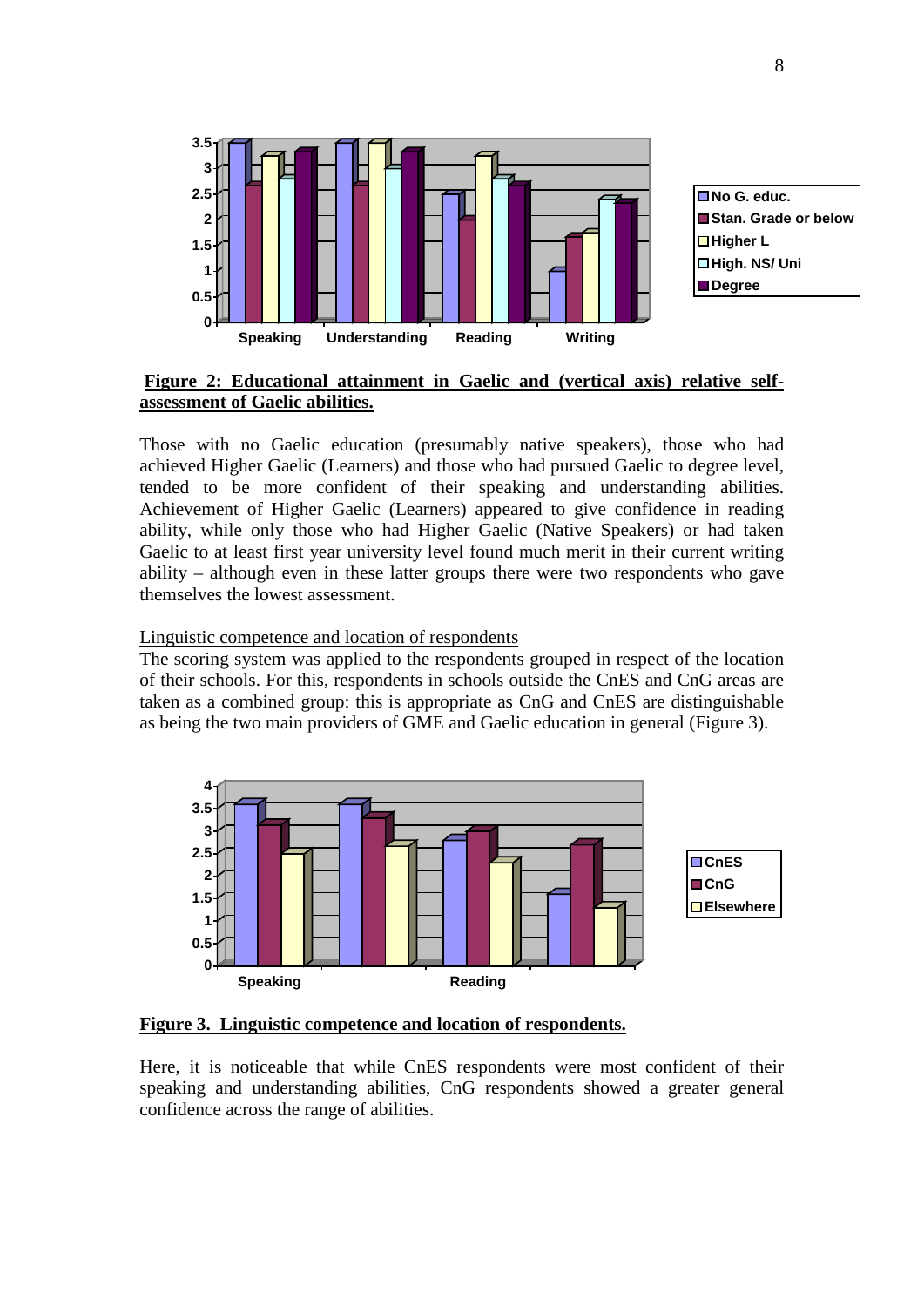**Figure 2: Educational attainment in Gaelic and (vertical axis) relative self-assessment of Gaelic abilities.**

Those with no Gaelic education (presumably native speakers), those who had achieved Higher Gaelic (Learners) and those who had pursued Gaelic to degree level, tended to be more confident of their speaking and understanding abilities. Achievement of Higher Gaelic (Learners) appeared to give confidence in reading ability, while only those who had Higher Gaelic (Native Speakers) or had taken Gaelic to at least first year university level found much merit in their current writing ability – although even in these latter groups there were two respondents who gave themselves the lowest assessment.

Linguistic competence and location of respondents

The scoring system was applied to the respondents grouped in respect of the location of their schools. For this, respondents in schools outside the CnES and CnG areas are taken as a combined group: this is appropriate as CnG and CnES are distinguishable as being the two main providers of GME and Gaelic education in general (Figure 3).

**Figure 3. Linguistic competence and location of respondents.**

Here, it is noticeable that while CnES respondents were most confident of their speaking and understanding abilities, CnG respondents showed a greater general confidence across the range of abilities.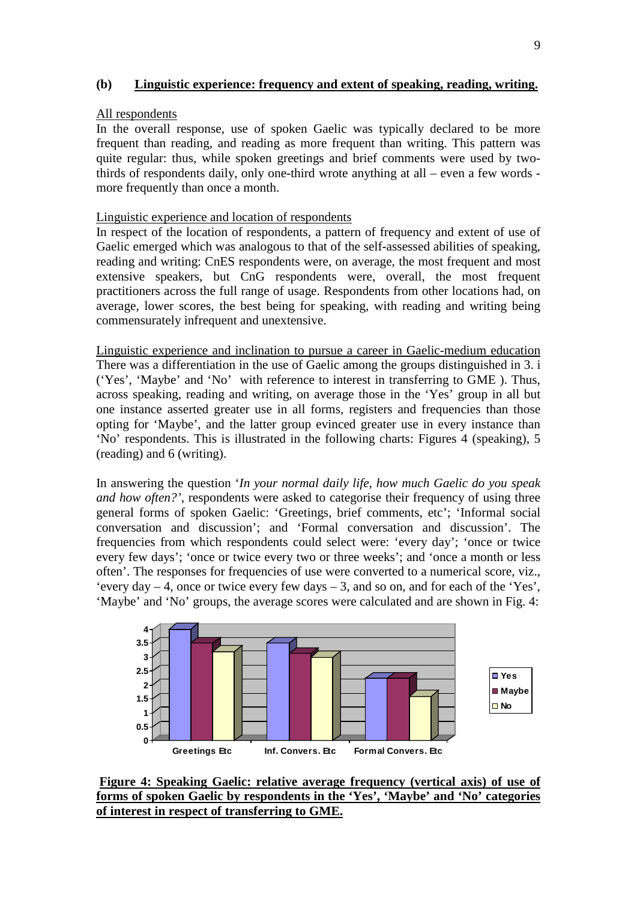**(b) <u>Linguistic experience: frequency and extent of speaking, reading, writing.</u>**

<u>All respondents</u>

In the overall response, use of spoken Gaelic was typically declared to be more frequent than reading, and reading as more frequent than writing. This pattern was quite regular: thus, while spoken greetings and brief comments were used by two-thirds of respondents daily, only one-third wrote anything at all – even a few words - more frequently than once a month.

<u>Linguistic experience and location of respondents</u>

In respect of the location of respondents, a pattern of frequency and extent of use of Gaelic emerged which was analogous to that of the self-assessed abilities of speaking, reading and writing: CnES respondents were, on average, the most frequent and most extensive speakers, but CnG respondents were, overall, the most frequent practitioners across the full range of usage. Respondents from other locations had, on average, lower scores, the best being for speaking, with reading and writing being commensurately infrequent and unextensive.

<u>Linguistic experience and inclination to pursue a career in Gaelic-medium education</u>

There was a differentiation in the use of Gaelic among the groups distinguished in 3. i ('Yes', 'Maybe' and 'No' with reference to interest in transferring to GME ). Thus, across speaking, reading and writing, on average those in the 'Yes' group in all but one instance asserted greater use in all forms, registers and frequencies than those opting for 'Maybe', and the latter group evinced greater use in every instance than 'No' respondents. This is illustrated in the following charts: Figures 4 (speaking), 5 (reading) and 6 (writing).

In answering the question '*In your normal daily life, how much Gaelic do you speak and how often?'*, respondents were asked to categorise their frequency of using three general forms of spoken Gaelic: 'Greetings, brief comments, etc'; 'Informal social conversation and discussion'; and 'Formal conversation and discussion'. The frequencies from which respondents could select were: 'every day'; 'once or twice every few days'; 'once or twice every two or three weeks'; and 'once a month or less often'. The responses for frequencies of use were converted to a numerical score, viz., 'every day – 4, once or twice every few days – 3, and so on, and for each of the 'Yes', 'Maybe' and 'No' groups, the average scores were calculated and are shown in Fig. 4:

**<u>Figure 4: Speaking Gaelic: relative average frequency (vertical axis) of use of forms of spoken Gaelic by respondents in the 'Yes', 'Maybe' and 'No' categories of interest in respect of transferring to GME.</u>**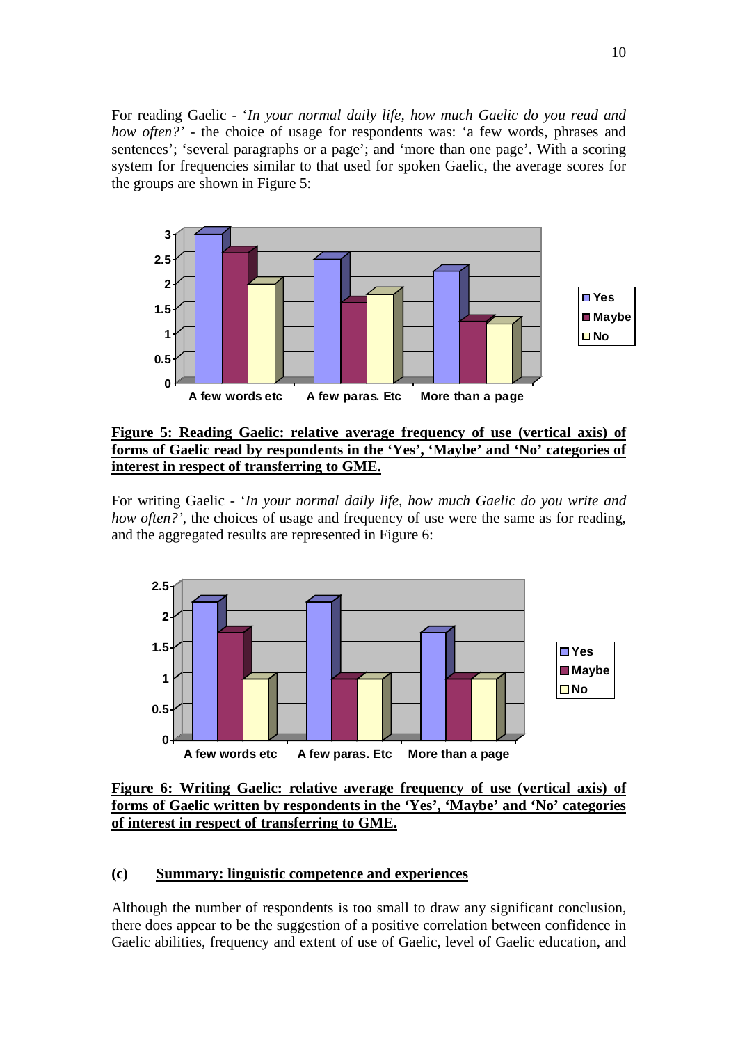For reading Gaelic - '*In your normal daily life, how much Gaelic do you read and how often?*' - the choice of usage for respondents was: 'a few words, phrases and sentences'; 'several paragraphs or a page'; and 'more than one page'. With a scoring system for frequencies similar to that used for spoken Gaelic, the average scores for the groups are shown in Figure 5:

**Figure 5: Reading Gaelic: relative average frequency of use (vertical axis) of forms of Gaelic read by respondents in the 'Yes', 'Maybe' and 'No' categories of interest in respect of transferring to GME.**

For writing Gaelic - '*In your normal daily life, how much Gaelic do you write and how often?*', the choices of usage and frequency of use were the same as for reading, and the aggregated results are represented in Figure 6:

**Figure 6: Writing Gaelic: relative average frequency of use (vertical axis) of forms of Gaelic written by respondents in the 'Yes', 'Maybe' and 'No' categories of interest in respect of transferring to GME.**

### (c) Summary: linguistic competence and experiences

Although the number of respondents is too small to draw any significant conclusion, there does appear to be the suggestion of a positive correlation between confidence in Gaelic abilities, frequency and extent of use of Gaelic, level of Gaelic education, and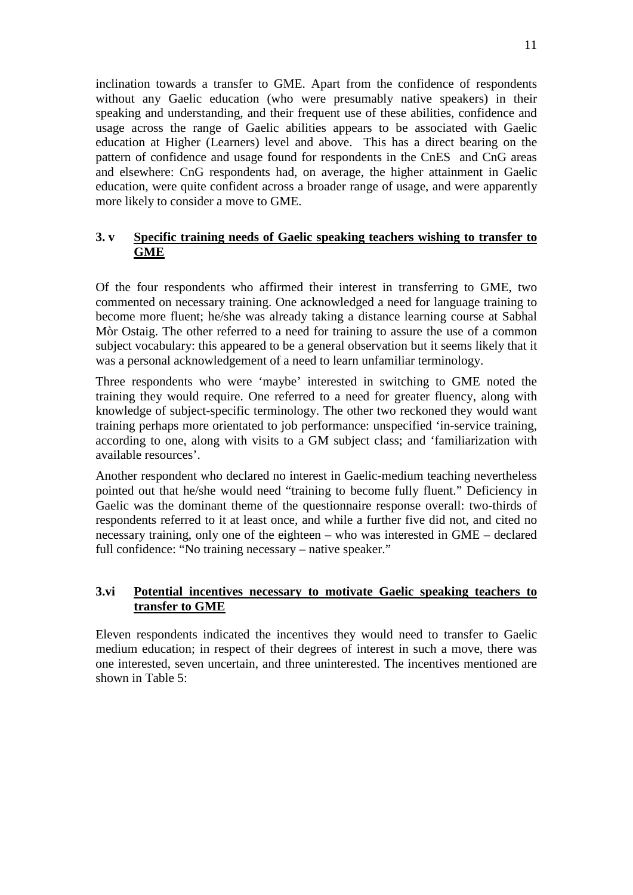inclination towards a transfer to GME. Apart from the confidence of respondents without any Gaelic education (who were presumably native speakers) in their speaking and understanding, and their frequent use of these abilities, confidence and usage across the range of Gaelic abilities appears to be associated with Gaelic education at Higher (Learners) level and above. This has a direct bearing on the pattern of confidence and usage found for respondents in the CnES and CnG areas and elsewhere: CnG respondents had, on average, the higher attainment in Gaelic education, were quite confident across a broader range of usage, and were apparently more likely to consider a move to GME.

### 3. v <u>Specific training needs of Gaelic speaking teachers wishing to transfer to GME</u>

Of the four respondents who affirmed their interest in transferring to GME, two commented on necessary training. One acknowledged a need for language training to become more fluent; he/she was already taking a distance learning course at Sabhal Mòr Ostaig. The other referred to a need for training to assure the use of a common subject vocabulary: this appeared to be a general observation but it seems likely that it was a personal acknowledgement of a need to learn unfamiliar terminology.

Three respondents who were 'maybe' interested in switching to GME noted the training they would require. One referred to a need for greater fluency, along with knowledge of subject-specific terminology. The other two reckoned they would want training perhaps more orientated to job performance: unspecified 'in-service training, according to one, along with visits to a GM subject class; and 'familiarization with available resources'.

Another respondent who declared no interest in Gaelic-medium teaching nevertheless pointed out that he/she would need "training to become fully fluent." Deficiency in Gaelic was the dominant theme of the questionnaire response overall: two-thirds of respondents referred to it at least once, and while a further five did not, and cited no necessary training, only one of the eighteen – who was interested in GME – declared full confidence: "No training necessary – native speaker."

### 3.vi <u>Potential incentives necessary to motivate Gaelic speaking teachers to transfer to GME</u>

Eleven respondents indicated the incentives they would need to transfer to Gaelic medium education; in respect of their degrees of interest in such a move, there was one interested, seven uncertain, and three uninterested. The incentives mentioned are shown in Table 5: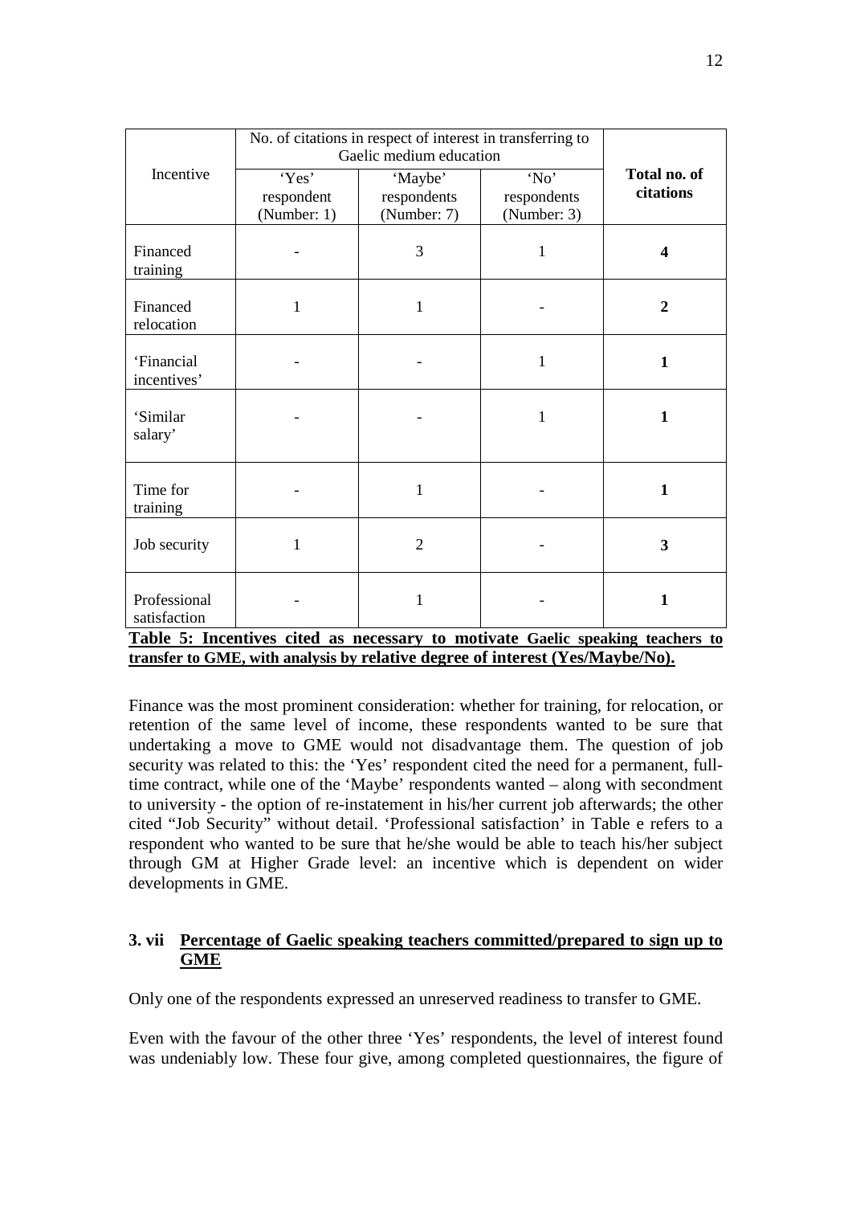| Incentive | No. of citations in respect of interest in transferring to Gaelic medium education | | | Total no. of citations |
|---|---|---|---|---|
| | 'Yes' respondent (Number: 1) | 'Maybe' respondents (Number: 7) | 'No' respondents (Number: 3) | |
| Financed training | - | 3 | 1 | **4** |
| Financed relocation | 1 | 1 | - | **2** |
| 'Financial incentives' | - | - | 1 | **1** |
| 'Similar salary' | - | - | 1 | **1** |
| Time for training | - | 1 | - | **1** |
| Job security | 1 | 2 | - | **3** |
| Professional satisfaction | - | 1 | - | **1** |

**Table 5: Incentives cited as necessary to motivate Gaelic speaking teachers to transfer to GME, with analysis by relative degree of interest (Yes/Maybe/No).**

Finance was the most prominent consideration: whether for training, for relocation, or retention of the same level of income, these respondents wanted to be sure that undertaking a move to GME would not disadvantage them. The question of job security was related to this: the 'Yes' respondent cited the need for a permanent, full-time contract, while one of the 'Maybe' respondents wanted – along with secondment to university - the option of re-instatement in his/her current job afterwards; the other cited "Job Security" without detail. 'Professional satisfaction' in Table e refers to a respondent who wanted to be sure that he/she would be able to teach his/her subject through GM at Higher Grade level: an incentive which is dependent on wider developments in GME.

### 3. vii Percentage of Gaelic speaking teachers committed/prepared to sign up to GME

Only one of the respondents expressed an unreserved readiness to transfer to GME.

Even with the favour of the other three 'Yes' respondents, the level of interest found was undeniably low. These four give, among completed questionnaires, the figure of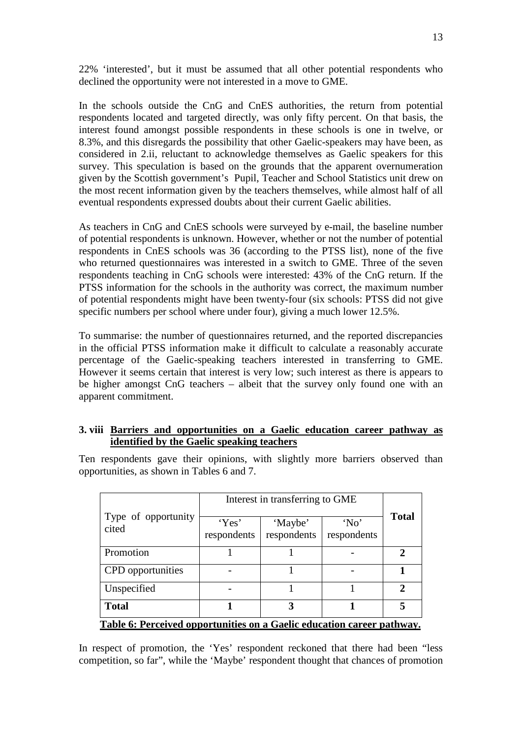22% 'interested', but it must be assumed that all other potential respondents who declined the opportunity were not interested in a move to GME.

In the schools outside the CnG and CnES authorities, the return from potential respondents located and targeted directly, was only fifty percent. On that basis, the interest found amongst possible respondents in these schools is one in twelve, or 8.3%, and this disregards the possibility that other Gaelic-speakers may have been, as considered in 2.ii, reluctant to acknowledge themselves as Gaelic speakers for this survey. This speculation is based on the grounds that the apparent overnumeration given by the Scottish government's Pupil, Teacher and School Statistics unit drew on the most recent information given by the teachers themselves, while almost half of all eventual respondents expressed doubts about their current Gaelic abilities.

As teachers in CnG and CnES schools were surveyed by e-mail, the baseline number of potential respondents is unknown. However, whether or not the number of potential respondents in CnES schools was 36 (according to the PTSS list), none of the five who returned questionnaires was interested in a switch to GME. Three of the seven respondents teaching in CnG schools were interested: 43% of the CnG return. If the PTSS information for the schools in the authority was correct, the maximum number of potential respondents might have been twenty-four (six schools: PTSS did not give specific numbers per school where under four), giving a much lower 12.5%.

To summarise: the number of questionnaires returned, and the reported discrepancies in the official PTSS information make it difficult to calculate a reasonably accurate percentage of the Gaelic-speaking teachers interested in transferring to GME. However it seems certain that interest is very low; such interest as there is appears to be higher amongst CnG teachers – albeit that the survey only found one with an apparent commitment.

### 3. viii Barriers and opportunities on a Gaelic education career pathway as identified by the Gaelic speaking teachers

Ten respondents gave their opinions, with slightly more barriers observed than opportunities, as shown in Tables 6 and 7.

| Type of opportunity cited | Interest in transferring to GME | | | Total |
|---|---|---|---|---|
| | 'Yes' respondents | 'Maybe' respondents | 'No' respondents | |
| Promotion | 1 | 1 | - | **2** |
| CPD opportunities | - | 1 | - | **1** |
| Unspecified | - | 1 | 1 | **2** |
| **Total** | **1** | **3** | **1** | **5** |

**Table 6: Perceived opportunities on a Gaelic education career pathway.**

In respect of promotion, the 'Yes' respondent reckoned that there had been "less competition, so far", while the 'Maybe' respondent thought that chances of promotion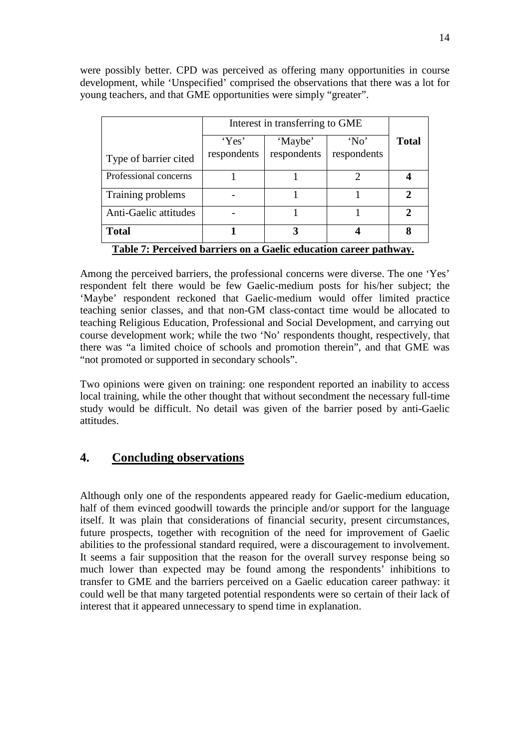were possibly better. CPD was perceived as offering many opportunities in course development, while 'Unspecified' comprised the observations that there was a lot for young teachers, and that GME opportunities were simply "greater".

| | Interest in transferring to GME | | | |
|---|---|---|---|---|
| Type of barrier cited | 'Yes' respondents | 'Maybe' respondents | 'No' respondents | **Total** |
| Professional concerns | 1 | 1 | 2 | **4** |
| Training problems | - | 1 | 1 | **2** |
| Anti-Gaelic attitudes | - | 1 | 1 | **2** |
| **Total** | **1** | **3** | **4** | **8** |

**Table 7: Perceived barriers on a Gaelic education career pathway.**

Among the perceived barriers, the professional concerns were diverse. The one 'Yes' respondent felt there would be few Gaelic-medium posts for his/her subject; the 'Maybe' respondent reckoned that Gaelic-medium would offer limited practice teaching senior classes, and that non-GM class-contact time would be allocated to teaching Religious Education, Professional and Social Development, and carrying out course development work; while the two 'No' respondents thought, respectively, that there was "a limited choice of schools and promotion therein", and that GME was "not promoted or supported in secondary schools".

Two opinions were given on training: one respondent reported an inability to access local training, while the other thought that without secondment the necessary full-time study would be difficult. No detail was given of the barrier posed by anti-Gaelic attitudes.

## 4. Concluding observations

Although only one of the respondents appeared ready for Gaelic-medium education, half of them evinced goodwill towards the principle and/or support for the language itself. It was plain that considerations of financial security, present circumstances, future prospects, together with recognition of the need for improvement of Gaelic abilities to the professional standard required, were a discouragement to involvement. It seems a fair supposition that the reason for the overall survey response being so much lower than expected may be found among the respondents' inhibitions to transfer to GME and the barriers perceived on a Gaelic education career pathway: it could well be that many targeted potential respondents were so certain of their lack of interest that it appeared unnecessary to spend time in explanation.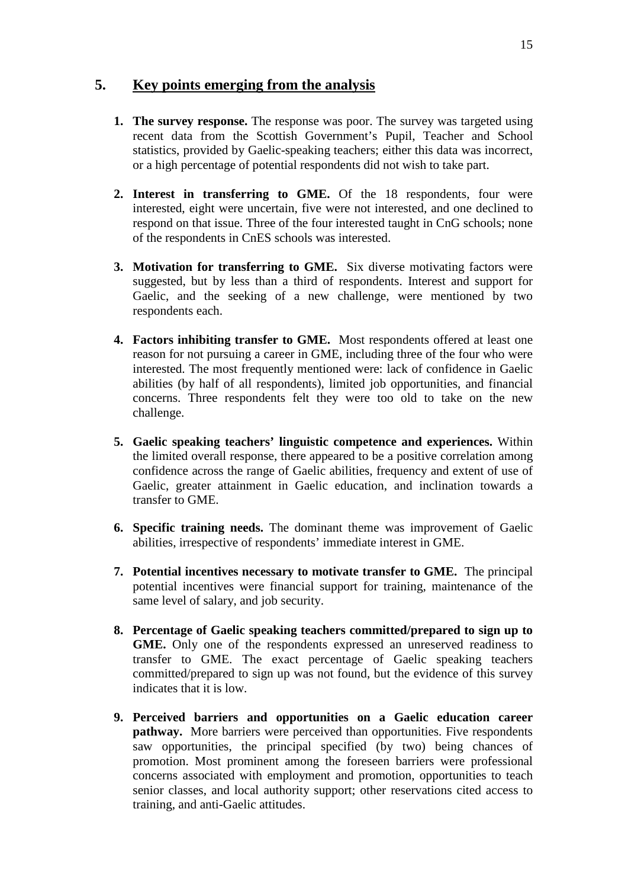## 5. Key points emerging from the analysis

1. **The survey response.** The response was poor. The survey was targeted using recent data from the Scottish Government's Pupil, Teacher and School statistics, provided by Gaelic-speaking teachers; either this data was incorrect, or a high percentage of potential respondents did not wish to take part.

2. **Interest in transferring to GME.** Of the 18 respondents, four were interested, eight were uncertain, five were not interested, and one declined to respond on that issue. Three of the four interested taught in CnG schools; none of the respondents in CnES schools was interested.

3. **Motivation for transferring to GME.** Six diverse motivating factors were suggested, but by less than a third of respondents. Interest and support for Gaelic, and the seeking of a new challenge, were mentioned by two respondents each.

4. **Factors inhibiting transfer to GME.** Most respondents offered at least one reason for not pursuing a career in GME, including three of the four who were interested. The most frequently mentioned were: lack of confidence in Gaelic abilities (by half of all respondents), limited job opportunities, and financial concerns. Three respondents felt they were too old to take on the new challenge.

5. **Gaelic speaking teachers' linguistic competence and experiences.** Within the limited overall response, there appeared to be a positive correlation among confidence across the range of Gaelic abilities, frequency and extent of use of Gaelic, greater attainment in Gaelic education, and inclination towards a transfer to GME.

6. **Specific training needs.** The dominant theme was improvement of Gaelic abilities, irrespective of respondents' immediate interest in GME.

7. **Potential incentives necessary to motivate transfer to GME.** The principal potential incentives were financial support for training, maintenance of the same level of salary, and job security.

8. **Percentage of Gaelic speaking teachers committed/prepared to sign up to GME.** Only one of the respondents expressed an unreserved readiness to transfer to GME. The exact percentage of Gaelic speaking teachers committed/prepared to sign up was not found, but the evidence of this survey indicates that it is low.

9. **Perceived barriers and opportunities on a Gaelic education career pathway.** More barriers were perceived than opportunities. Five respondents saw opportunities, the principal specified (by two) being chances of promotion. Most prominent among the foreseen barriers were professional concerns associated with employment and promotion, opportunities to teach senior classes, and local authority support; other reservations cited access to training, and anti-Gaelic attitudes.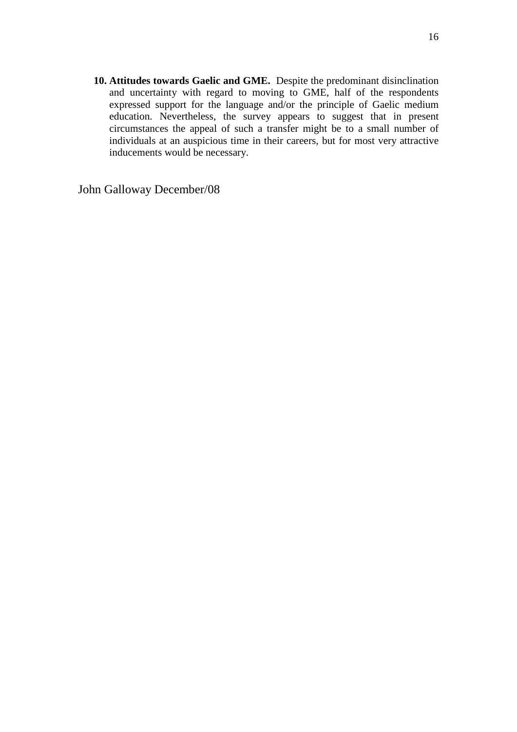10. **Attitudes towards Gaelic and GME.** Despite the predominant disinclination and uncertainty with regard to moving to GME, half of the respondents expressed support for the language and/or the principle of Gaelic medium education. Nevertheless, the survey appears to suggest that in present circumstances the appeal of such a transfer might be to a small number of individuals at an auspicious time in their careers, but for most very attractive inducements would be necessary.

John Galloway December/08